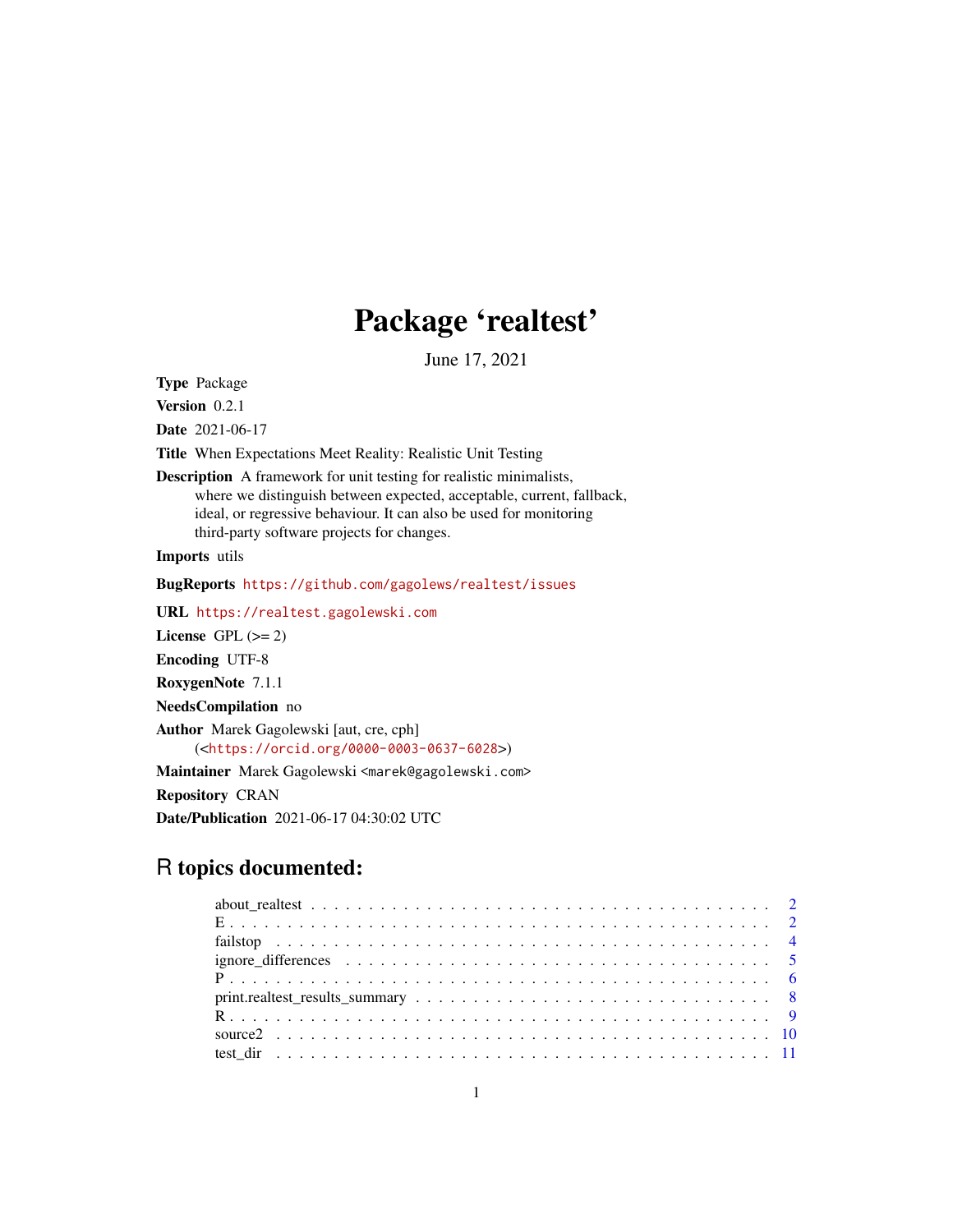# Package 'realtest'

June 17, 2021

**Type** Package

**Version** 0.2.1

**Date** 2021-06-17

**Title** When Expectations Meet Reality: Realistic Unit Testing

**Description** A framework for unit testing for realistic minimalists, where we distinguish between expected, acceptable, current, fallback, ideal, or regressive behaviour. It can also be used for monitoring third-party software projects for changes.

**Imports** utils

**BugReports** https://github.com/gagolews/realtest/issues

**URL** https://realtest.gagolewski.com

**License** GPL (>= 2)

**Encoding** UTF-8

**RoxygenNote** 7.1.1

**NeedsCompilation** no

**Author** Marek Gagolewski [aut, cre, cph] (<https://orcid.org/0000-0003-0637-6028>)

**Maintainer** Marek Gagolewski <marek@gagolewski.com>

**Repository** CRAN

**Date/Publication** 2021-06-17 04:30:02 UTC

## R topics documented:

- about_realtest . . . . . . . . . . 2
- E . . . . . . . . . . 2
- failstop . . . . . . . . . . 4
- ignore_differences . . . . . . . . . . 5
- P . . . . . . . . . . 6
- print.realtest_results_summary . . . . . . . . . . 8
- R . . . . . . . . . . 9
- source2 . . . . . . . . . . 10
- test_dir . . . . . . . . . . 11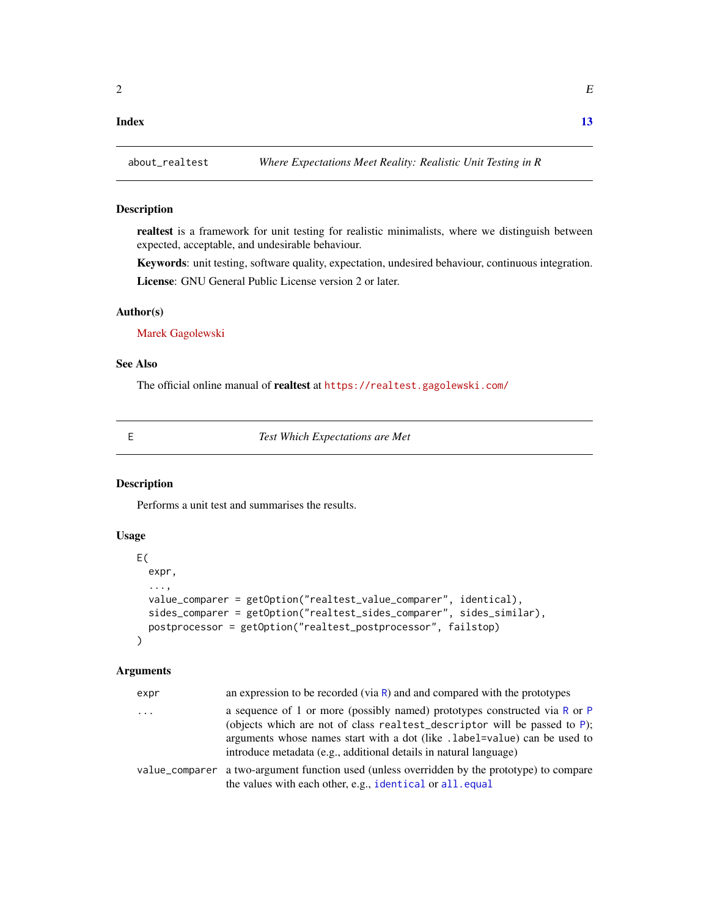**Index** **13**

---

`about_realtest` *Where Expectations Meet Reality: Realistic Unit Testing in R*

---

## Description

**realtest** is a framework for unit testing for realistic minimalists, where we distinguish between expected, acceptable, and undesirable behaviour.

**Keywords**: unit testing, software quality, expectation, undesired behaviour, continuous integration.

**License**: GNU General Public License version 2 or later.

## Author(s)

Marek Gagolewski

## See Also

The official online manual of **realtest** at https://realtest.gagolewski.com/

---

`E` *Test Which Expectations are Met*

---

## Description

Performs a unit test and summarises the results.

## Usage

```
E(
  expr,
  ...,
  value_comparer = getOption("realtest_value_comparer", identical),
  sides_comparer = getOption("realtest_sides_comparer", sides_similar),
  postprocessor = getOption("realtest_postprocessor", failstop)
)
```

## Arguments

| | |
|---|---|
| `expr` | an expression to be recorded (via `R`) and and compared with the prototypes |
| `...` | a sequence of 1 or more (possibly named) prototypes constructed via `R` or `P` (objects which are not of class `realtest_descriptor` will be passed to `P`); arguments whose names start with a dot (like `.label=value`) can be used to introduce metadata (e.g., additional details in natural language) |
| `value_comparer` | a two-argument function used (unless overridden by the prototype) to compare the values with each other, e.g., `identical` or `all.equal` |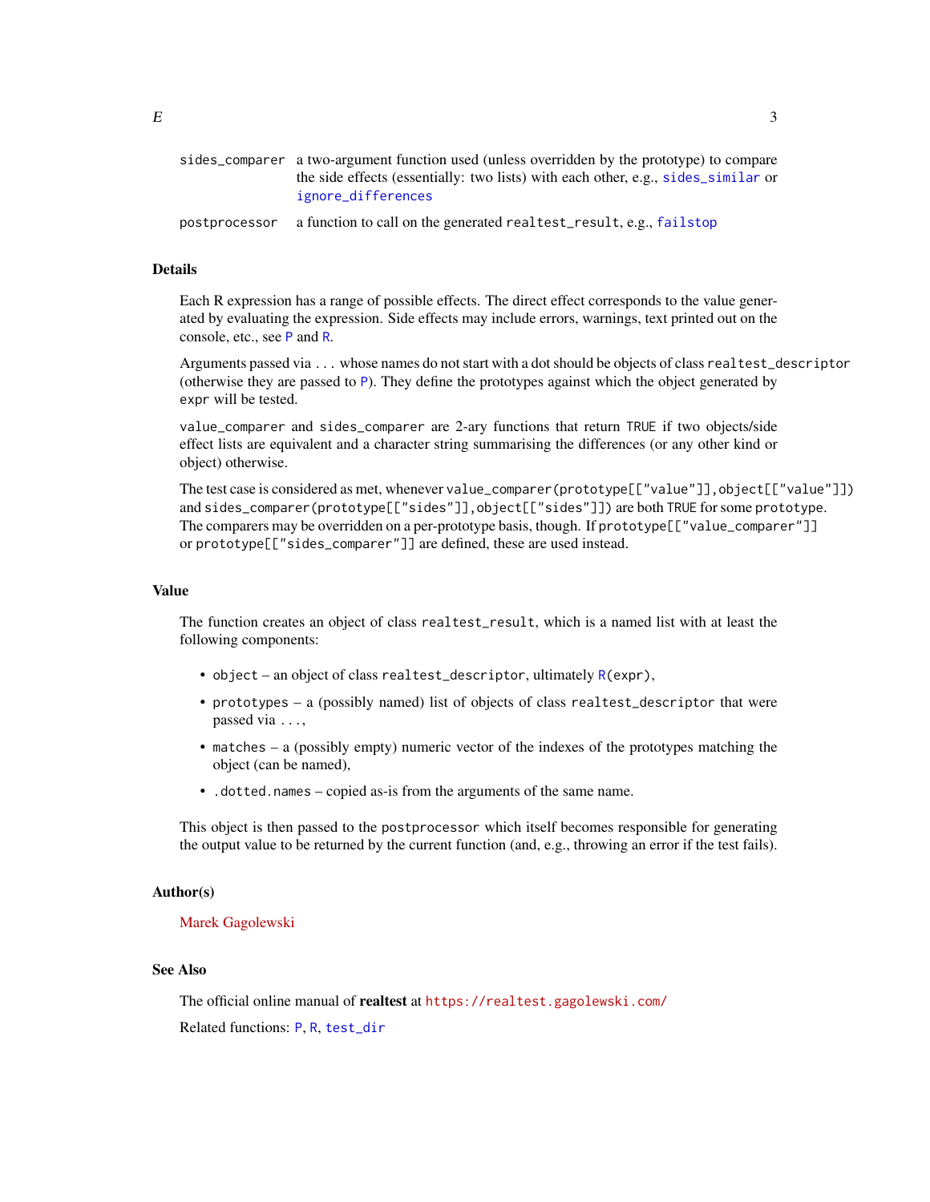| | |
|---|---|
| sides_comparer | a two-argument function used (unless overridden by the prototype) to compare the side effects (essentially: two lists) with each other, e.g., sides_similar or ignore_differences |
| postprocessor | a function to call on the generated realtest_result, e.g., failstop |

## Details

Each R expression has a range of possible effects. The direct effect corresponds to the value generated by evaluating the expression. Side effects may include errors, warnings, text printed out on the console, etc., see P and R.

Arguments passed via ... whose names do not start with a dot should be objects of class realtest_descriptor (otherwise they are passed to P). They define the prototypes against which the object generated by expr will be tested.

value_comparer and sides_comparer are 2-ary functions that return TRUE if two objects/side effect lists are equivalent and a character string summarising the differences (or any other kind or object) otherwise.

The test case is considered as met, whenever value_comparer(prototype[["value"]],object[["value"]]) and sides_comparer(prototype[["sides"]],object[["sides"]]) are both TRUE for some prototype. The comparers may be overridden on a per-prototype basis, though. If prototype[["value_comparer"]] or prototype[["sides_comparer"]] are defined, these are used instead.

## Value

The function creates an object of class realtest_result, which is a named list with at least the following components:

- object – an object of class realtest_descriptor, ultimately R(expr),
- prototypes – a (possibly named) list of objects of class realtest_descriptor that were passed via ...,
- matches – a (possibly empty) numeric vector of the indexes of the prototypes matching the object (can be named),
- .dotted.names – copied as-is from the arguments of the same name.

This object is then passed to the postprocessor which itself becomes responsible for generating the output value to be returned by the current function (and, e.g., throwing an error if the test fails).

## Author(s)

Marek Gagolewski

## See Also

The official online manual of **realtest** at https://realtest.gagolewski.com/

Related functions: P, R, test_dir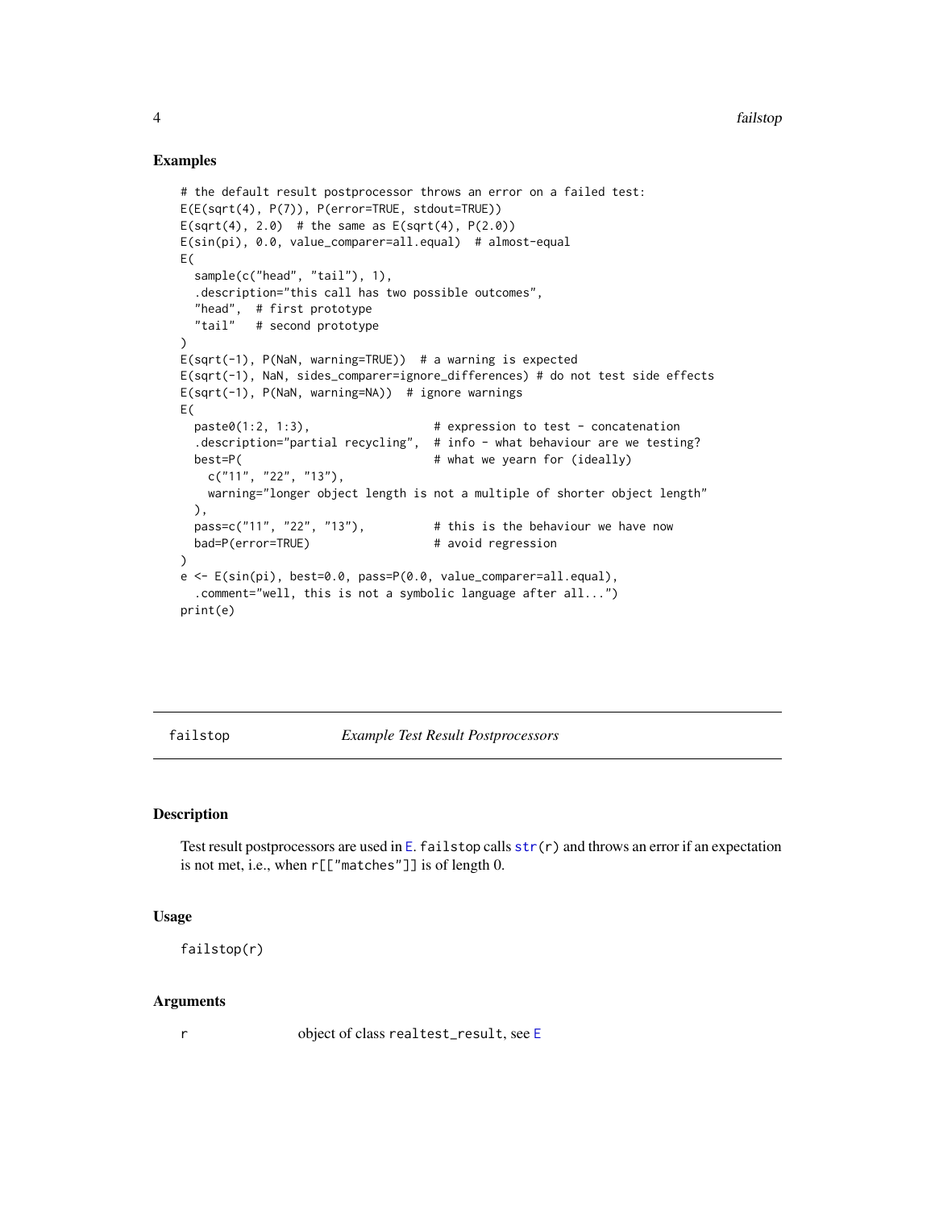## Examples

```
# the default result postprocessor throws an error on a failed test:
E(E(sqrt(4), P(7)), P(error=TRUE, stdout=TRUE))
E(sqrt(4), 2.0)  # the same as E(sqrt(4), P(2.0))
E(sin(pi), 0.0, value_comparer=all.equal)  # almost-equal
E(
  sample(c("head", "tail"), 1),
  .description="this call has two possible outcomes",
  "head",  # first prototype
  "tail"   # second prototype
)
E(sqrt(-1), P(NaN, warning=TRUE))  # a warning is expected
E(sqrt(-1), NaN, sides_comparer=ignore_differences) # do not test side effects
E(sqrt(-1), P(NaN, warning=NA))  # ignore warnings
E(
  paste0(1:2, 1:3),                  # expression to test - concatenation
  .description="partial recycling",  # info - what behaviour are we testing?
  best=P(                            # what we yearn for (ideally)
    c("11", "22", "13"),
    warning="longer object length is not a multiple of shorter object length"
  ),
  pass=c("11", "22", "13"),          # this is the behaviour we have now
  bad=P(error=TRUE)                  # avoid regression
)
e <- E(sin(pi), best=0.0, pass=P(0.0, value_comparer=all.equal),
  .comment="well, this is not a symbolic language after all...")
print(e)
```

---

# failstop — *Example Test Result Postprocessors*

## Description

Test result postprocessors are used in E. failstop calls str(r) and throws an error if an expectation is not met, i.e., when r[["matches"]] is of length 0.

## Usage

```
failstop(r)
```

## Arguments

| | |
|---|---|
| r | object of class realtest_result, see E |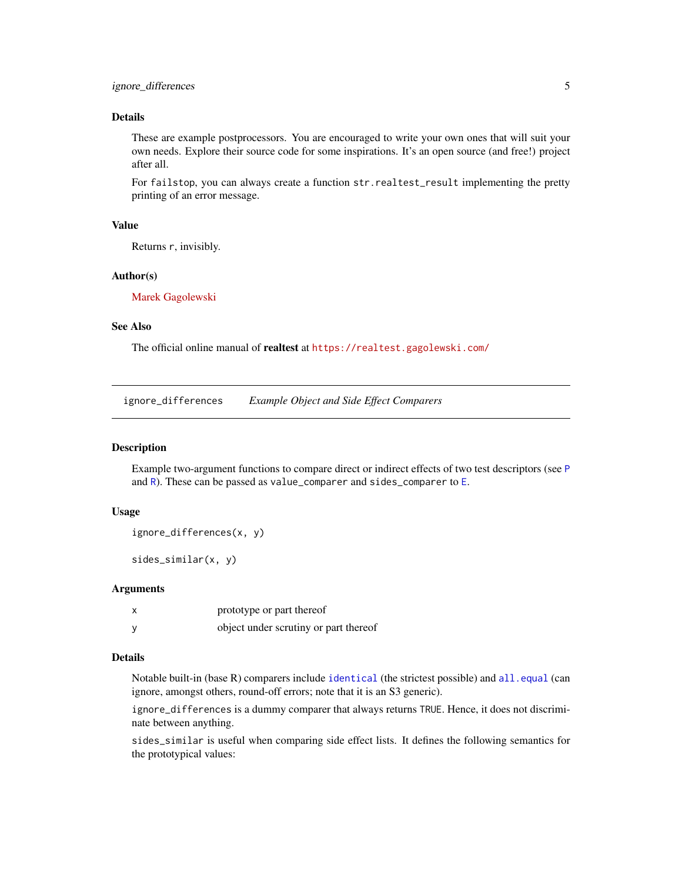### Details

These are example postprocessors. You are encouraged to write your own ones that will suit your own needs. Explore their source code for some inspirations. It's an open source (and free!) project after all.

For `failstop`, you can always create a function `str.realtest_result` implementing the pretty printing of an error message.

### Value

Returns `r`, invisibly.

### Author(s)

Marek Gagolewski

### See Also

The official online manual of **realtest** at https://realtest.gagolewski.com/

---

## ignore_differences — *Example Object and Side Effect Comparers*

### Description

Example two-argument functions to compare direct or indirect effects of two test descriptors (see `P` and `R`). These can be passed as `value_comparer` and `sides_comparer` to `E`.

### Usage

```
ignore_differences(x, y)

sides_similar(x, y)
```

### Arguments

| | |
|---|---|
| `x` | prototype or part thereof |
| `y` | object under scrutiny or part thereof |

### Details

Notable built-in (base R) comparers include `identical` (the strictest possible) and `all.equal` (can ignore, amongst others, round-off errors; note that it is an S3 generic).

`ignore_differences` is a dummy comparer that always returns `TRUE`. Hence, it does not discriminate between anything.

`sides_similar` is useful when comparing side effect lists. It defines the following semantics for the prototypical values: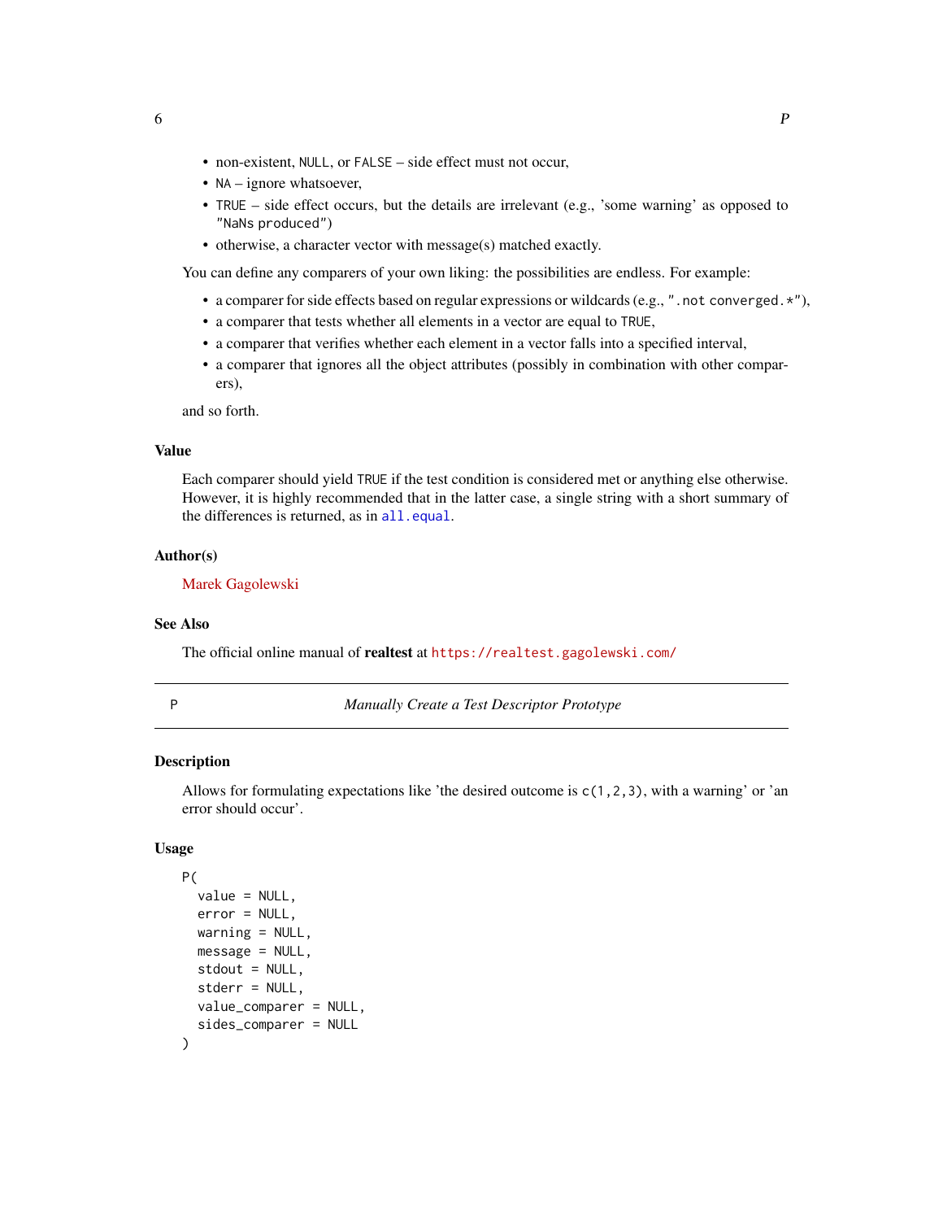- non-existent, `NULL`, or `FALSE` – side effect must not occur,
- `NA` – ignore whatsoever,
- `TRUE` – side effect occurs, but the details are irrelevant (e.g., 'some warning' as opposed to `"NaNs produced"`)
- otherwise, a character vector with message(s) matched exactly.

You can define any comparers of your own liking: the possibilities are endless. For example:

- a comparer for side effects based on regular expressions or wildcards (e.g., `".not converged.*"`),
- a comparer that tests whether all elements in a vector are equal to `TRUE`,
- a comparer that verifies whether each element in a vector falls into a specified interval,
- a comparer that ignores all the object attributes (possibly in combination with other comparers),

and so forth.

### Value

Each comparer should yield `TRUE` if the test condition is considered met or anything else otherwise. However, it is highly recommended that in the latter case, a single string with a short summary of the differences is returned, as in `all.equal`.

### Author(s)

Marek Gagolewski

### See Also

The official online manual of **realtest** at `https://realtest.gagolewski.com/`

---

## P — *Manually Create a Test Descriptor Prototype*

### Description

Allows for formulating expectations like 'the desired outcome is `c(1,2,3)`, with a warning' or 'an error should occur'.

### Usage

```
P(
  value = NULL,
  error = NULL,
  warning = NULL,
  message = NULL,
  stdout = NULL,
  stderr = NULL,
  value_comparer = NULL,
  sides_comparer = NULL
)
```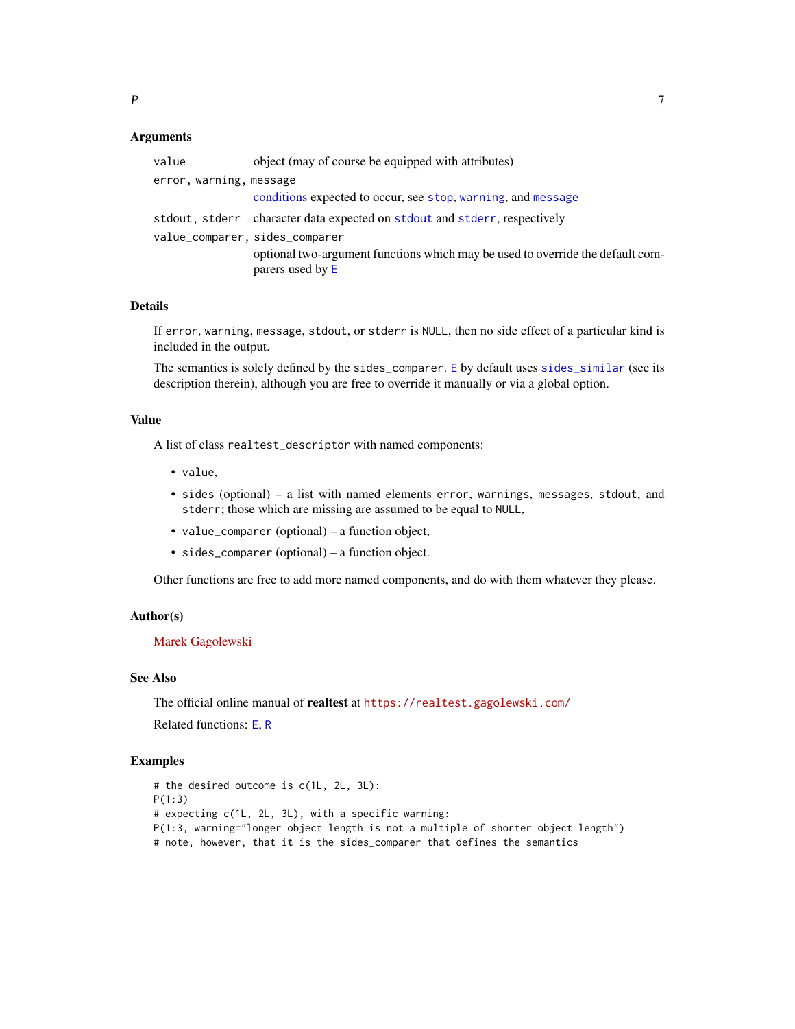### Arguments

| | |
|---|---|
| `value` | object (may of course be equipped with attributes) |
| `error, warning, message` | conditions expected to occur, see `stop`, `warning`, and `message` |
| `stdout, stderr` | character data expected on `stdout` and `stderr`, respectively |
| `value_comparer, sides_comparer` | optional two-argument functions which may be used to override the default comparers used by `E` |

### Details

If `error`, `warning`, `message`, `stdout`, or `stderr` is `NULL`, then no side effect of a particular kind is included in the output.

The semantics is solely defined by the `sides_comparer`. `E` by default uses `sides_similar` (see its description therein), although you are free to override it manually or via a global option.

### Value

A list of class `realtest_descriptor` with named components:

- `value`,
- `sides` (optional) – a list with named elements `error`, `warnings`, `messages`, `stdout`, and `stderr`; those which are missing are assumed to be equal to `NULL`,
- `value_comparer` (optional) – a function object,
- `sides_comparer` (optional) – a function object.

Other functions are free to add more named components, and do with them whatever they please.

### Author(s)

Marek Gagolewski

### See Also

The official online manual of **realtest** at `https://realtest.gagolewski.com/`

Related functions: `E`, `R`

### Examples

```
# the desired outcome is c(1L, 2L, 3L):
P(1:3)
# expecting c(1L, 2L, 3L), with a specific warning:
P(1:3, warning="longer object length is not a multiple of shorter object length")
# note, however, that it is the sides_comparer that defines the semantics
```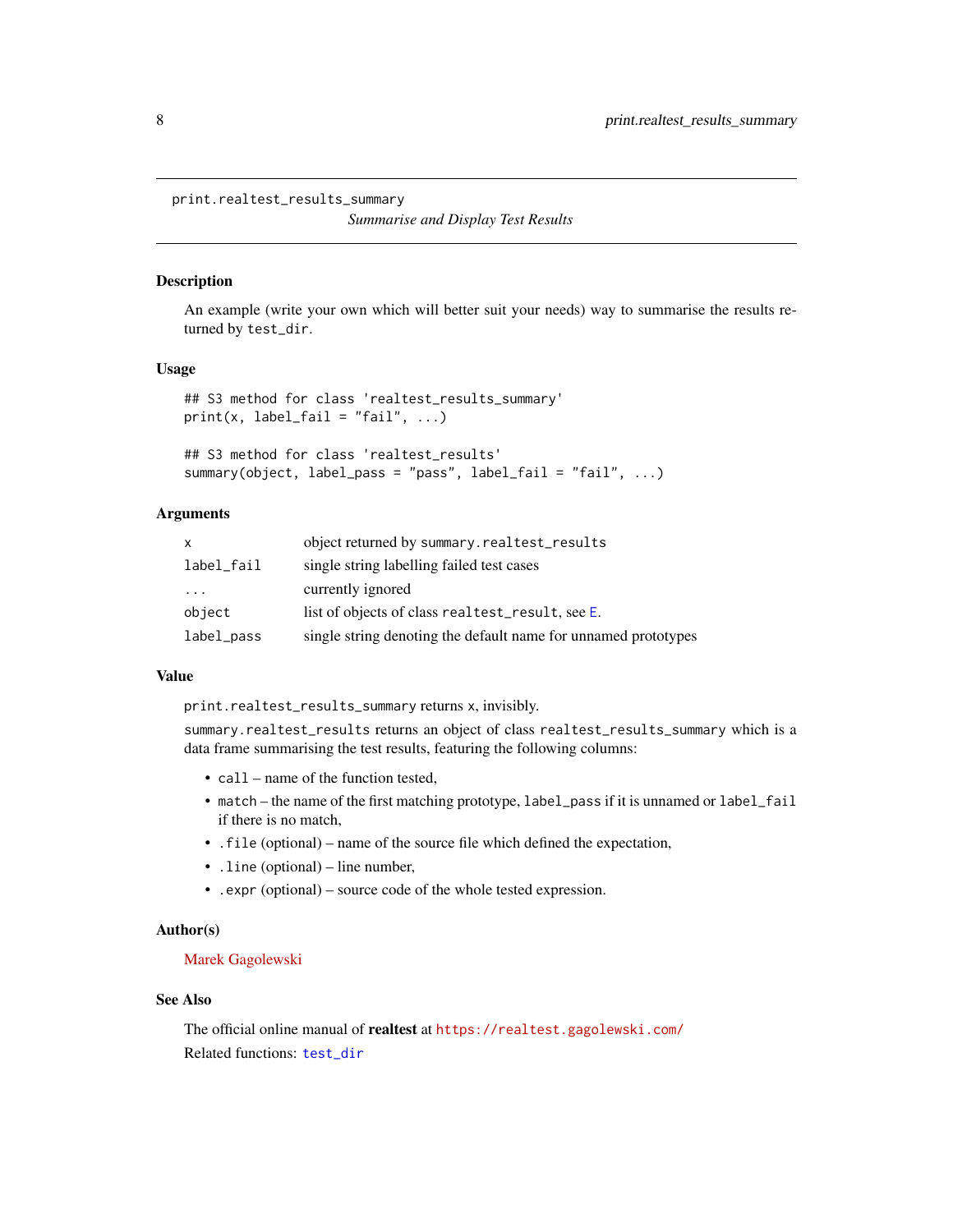# print.realtest_results_summary

*Summarise and Display Test Results*

## Description

An example (write your own which will better suit your needs) way to summarise the results returned by `test_dir`.

## Usage

```
## S3 method for class 'realtest_results_summary'
print(x, label_fail = "fail", ...)

## S3 method for class 'realtest_results'
summary(object, label_pass = "pass", label_fail = "fail", ...)
```

## Arguments

| | |
|---|---|
| `x` | object returned by `summary.realtest_results` |
| `label_fail` | single string labelling failed test cases |
| `...` | currently ignored |
| `object` | list of objects of class `realtest_result`, see `E`. |
| `label_pass` | single string denoting the default name for unnamed prototypes |

## Value

`print.realtest_results_summary` returns `x`, invisibly.

`summary.realtest_results` returns an object of class `realtest_results_summary` which is a data frame summarising the test results, featuring the following columns:

- `call` – name of the function tested,
- `match` – the name of the first matching prototype, `label_pass` if it is unnamed or `label_fail` if there is no match,
- `.file` (optional) – name of the source file which defined the expectation,
- `.line` (optional) – line number,
- `.expr` (optional) – source code of the whole tested expression.

## Author(s)

Marek Gagolewski

## See Also

The official online manual of **realtest** at https://realtest.gagolewski.com/

Related functions: `test_dir`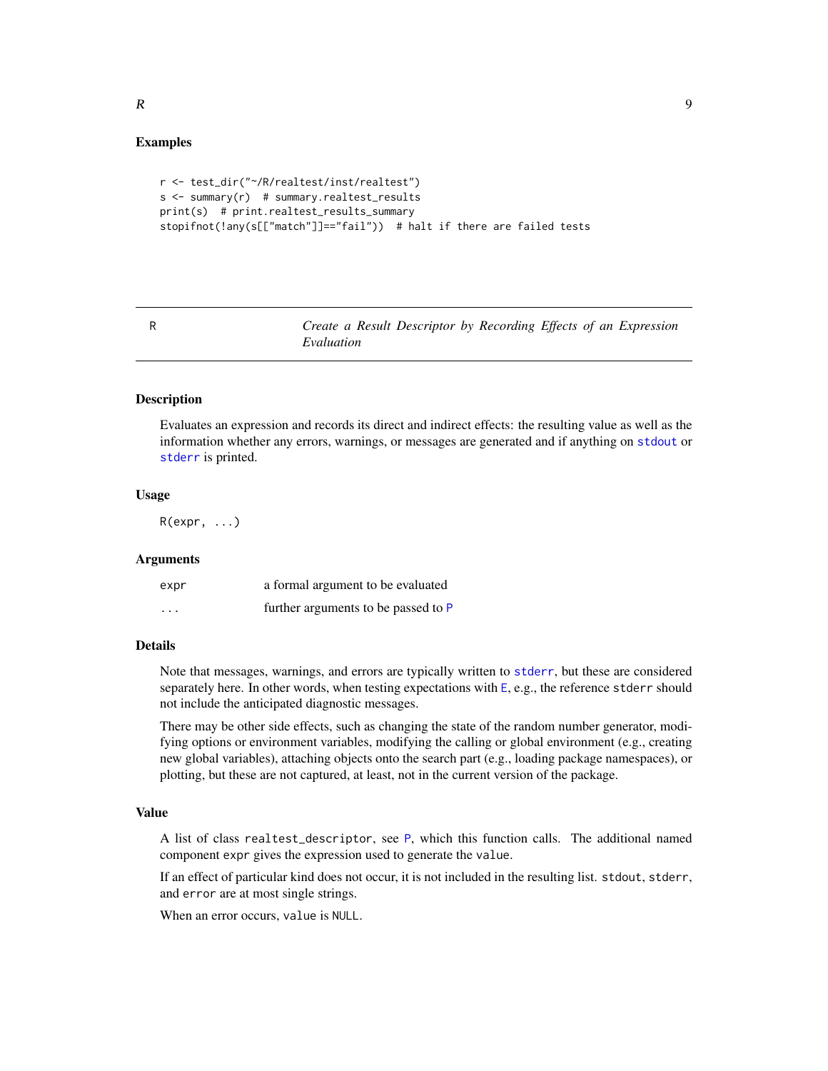### Examples

```
r <- test_dir("~/R/realtest/inst/realtest")
s <- summary(r)  # summary.realtest_results
print(s)  # print.realtest_results_summary
stopifnot(!any(s[["match"]]=="fail"))  # halt if there are failed tests
```

---

## R — *Create a Result Descriptor by Recording Effects of an Expression Evaluation*

---

### Description

Evaluates an expression and records its direct and indirect effects: the resulting value as well as the information whether any errors, warnings, or messages are generated and if anything on `stdout` or `stderr` is printed.

### Usage

```
R(expr, ...)
```

### Arguments

| | |
|---|---|
| `expr` | a formal argument to be evaluated |
| `...` | further arguments to be passed to `P` |

### Details

Note that messages, warnings, and errors are typically written to `stderr`, but these are considered separately here. In other words, when testing expectations with `E`, e.g., the reference `stderr` should not include the anticipated diagnostic messages.

There may be other side effects, such as changing the state of the random number generator, modifying options or environment variables, modifying the calling or global environment (e.g., creating new global variables), attaching objects onto the search part (e.g., loading package namespaces), or plotting, but these are not captured, at least, not in the current version of the package.

### Value

A list of class `realtest_descriptor`, see `P`, which this function calls. The additional named component `expr` gives the expression used to generate the `value`.

If an effect of particular kind does not occur, it is not included in the resulting list. `stdout`, `stderr`, and `error` are at most single strings.

When an error occurs, `value` is `NULL`.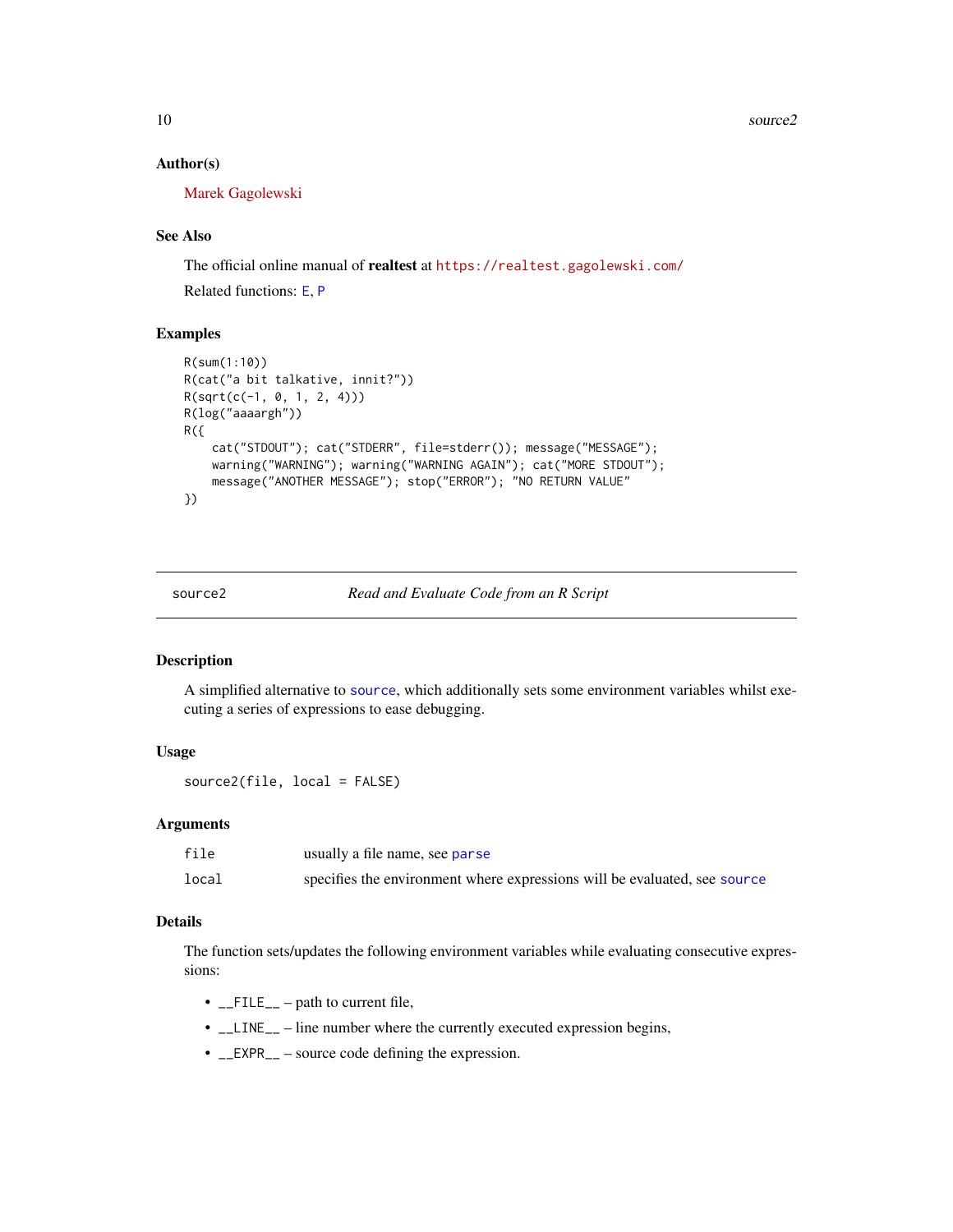### Author(s)

Marek Gagolewski

### See Also

The official online manual of **realtest** at https://realtest.gagolewski.com/

Related functions: E, P

### Examples

```
R(sum(1:10))
R(cat("a bit talkative, innit?"))
R(sqrt(c(-1, 0, 1, 2, 4)))
R(log("aaaargh"))
R({
    cat("STDOUT"); cat("STDERR", file=stderr()); message("MESSAGE");
    warning("WARNING"); warning("WARNING AGAIN"); cat("MORE STDOUT");
    message("ANOTHER MESSAGE"); stop("ERROR"); "NO RETURN VALUE"
})
```

---

## source2 — *Read and Evaluate Code from an R Script*

### Description

A simplified alternative to source, which additionally sets some environment variables whilst executing a series of expressions to ease debugging.

### Usage

```
source2(file, local = FALSE)
```

### Arguments

| | |
|---|---|
| file | usually a file name, see parse |
| local | specifies the environment where expressions will be evaluated, see source |

### Details

The function sets/updates the following environment variables while evaluating consecutive expressions:

- `__FILE__` – path to current file,
- `__LINE__` – line number where the currently executed expression begins,
- `__EXPR__` – source code defining the expression.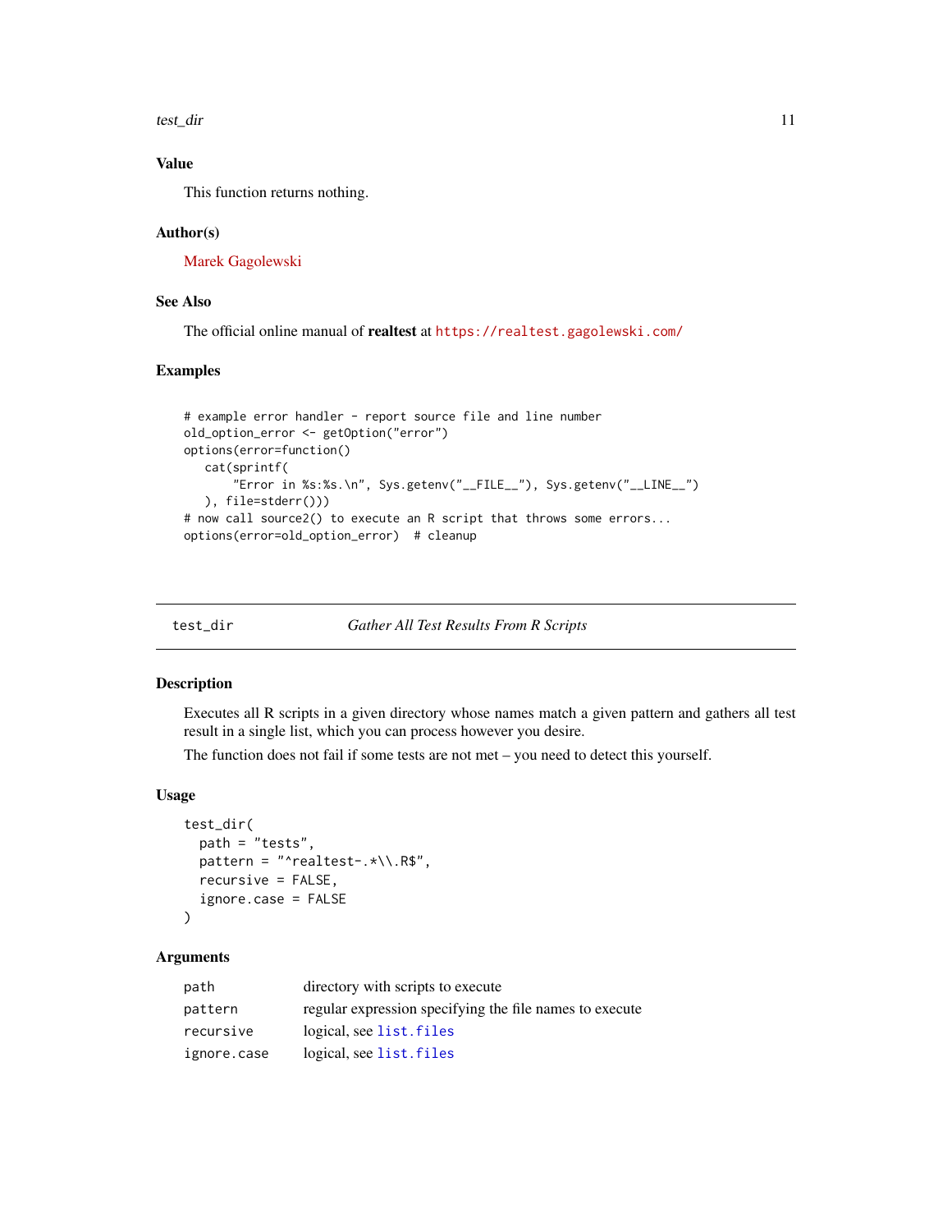### Value

This function returns nothing.

### Author(s)

Marek Gagolewski

### See Also

The official online manual of **realtest** at https://realtest.gagolewski.com/

### Examples

```
# example error handler - report source file and line number
old_option_error <- getOption("error")
options(error=function()
    cat(sprintf(
        "Error in %s:%s.\n", Sys.getenv("__FILE__"), Sys.getenv("__LINE__")
    ), file=stderr()))
# now call source2() to execute an R script that throws some errors...
options(error=old_option_error)  # cleanup
```

---

## test_dir — *Gather All Test Results From R Scripts*

### Description

Executes all R scripts in a given directory whose names match a given pattern and gathers all test result in a single list, which you can process however you desire.

The function does not fail if some tests are not met – you need to detect this yourself.

### Usage

```
test_dir(
  path = "tests",
  pattern = "^realtest-.*\\.R$",
  recursive = FALSE,
  ignore.case = FALSE
)
```

### Arguments

| | |
|---|---|
| `path` | directory with scripts to execute |
| `pattern` | regular expression specifying the file names to execute |
| `recursive` | logical, see `list.files` |
| `ignore.case` | logical, see `list.files` |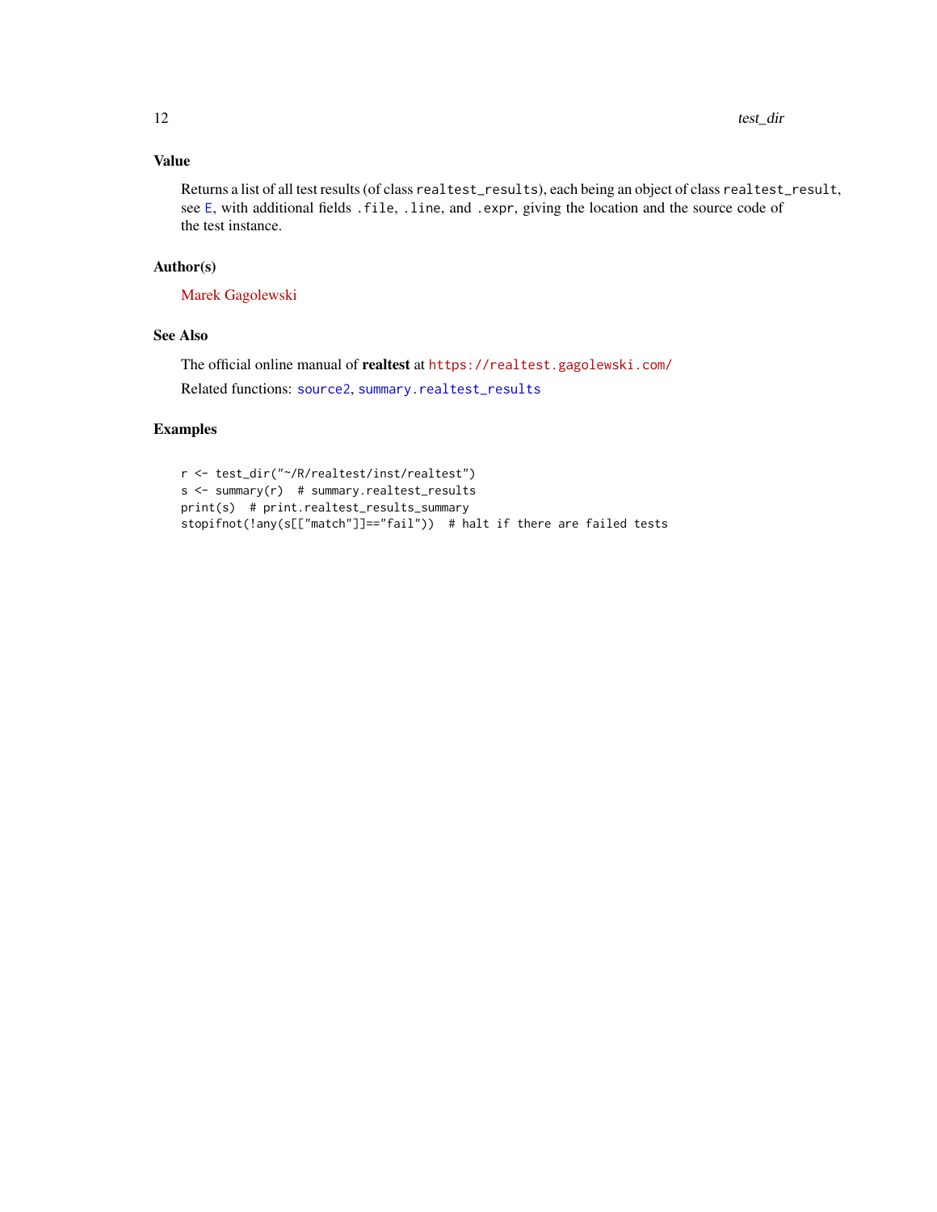## Value

Returns a list of all test results (of class `realtest_results`), each being an object of class `realtest_result`, see `E`, with additional fields `.file`, `.line`, and `.expr`, giving the location and the source code of the test instance.

## Author(s)

Marek Gagolewski

## See Also

The official online manual of **realtest** at https://realtest.gagolewski.com/

Related functions: `source2`, `summary.realtest_results`

## Examples

```
r <- test_dir("~/R/realtest/inst/realtest")
s <- summary(r)  # summary.realtest_results
print(s)  # print.realtest_results_summary
stopifnot(!any(s[["match"]]=="fail"))  # halt if there are failed tests
```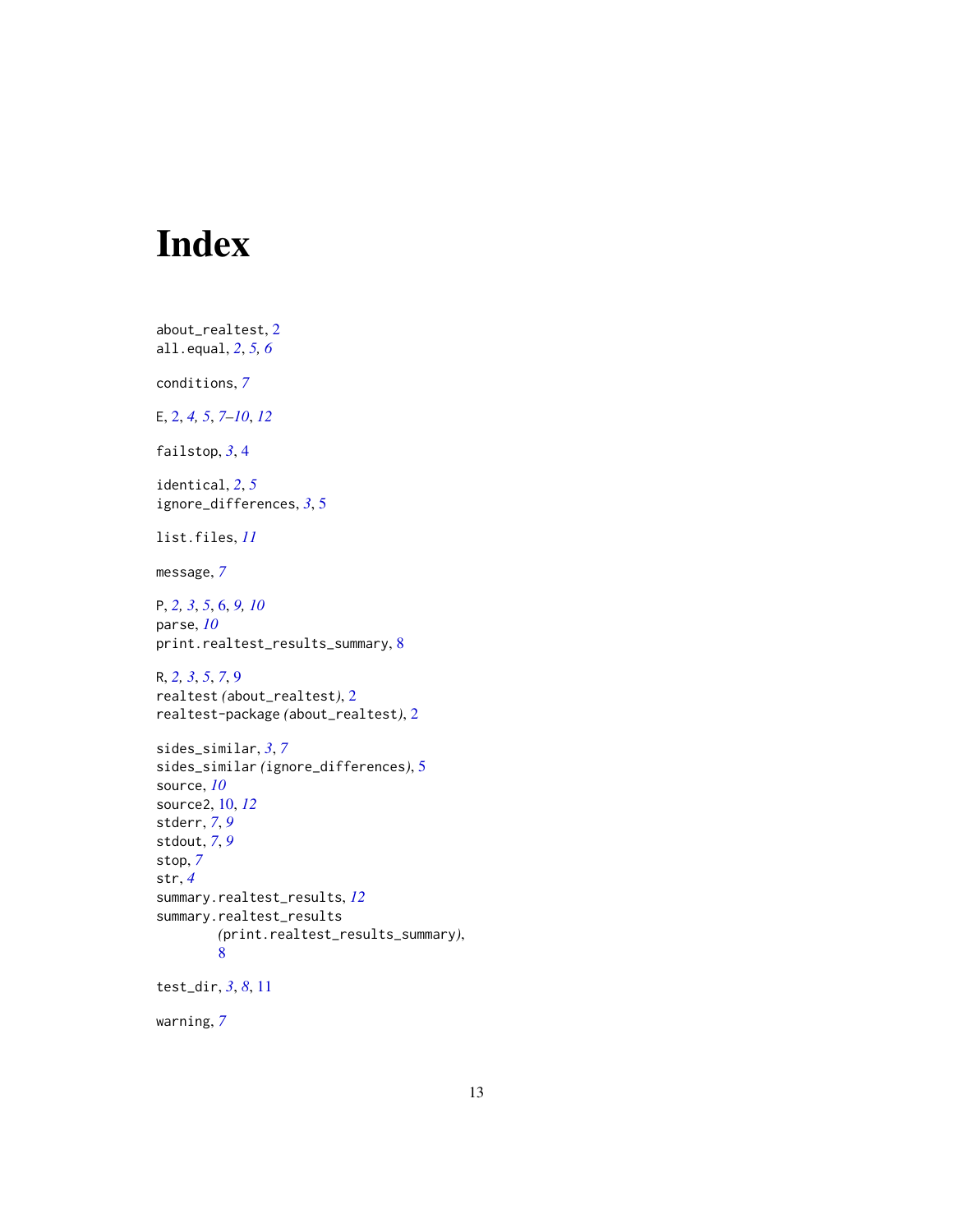# Index

about_realtest, 2
all.equal, *2*, *5, 6*

conditions, *7*

E, 2, *4, 5*, *7–10*, *12*

failstop, *3*, 4

identical, *2*, *5*
ignore_differences, *3*, 5

list.files, *11*

message, *7*

P, *2, 3*, *5*, 6, *9, 10*
parse, *10*
print.realtest_results_summary, 8

R, *2, 3*, *5*, *7*, 9
realtest *(*about_realtest*)*, 2
realtest-package *(*about_realtest*)*, 2

sides_similar, *3*, *7*
sides_similar *(*ignore_differences*)*, 5
source, *10*
source2, 10, *12*
stderr, *7*, *9*
stdout, *7*, *9*
stop, *7*
str, *4*
summary.realtest_results, *12*
summary.realtest_results *(*print.realtest_results_summary*)*, 8

test_dir, *3*, *8*, 11

warning, *7*